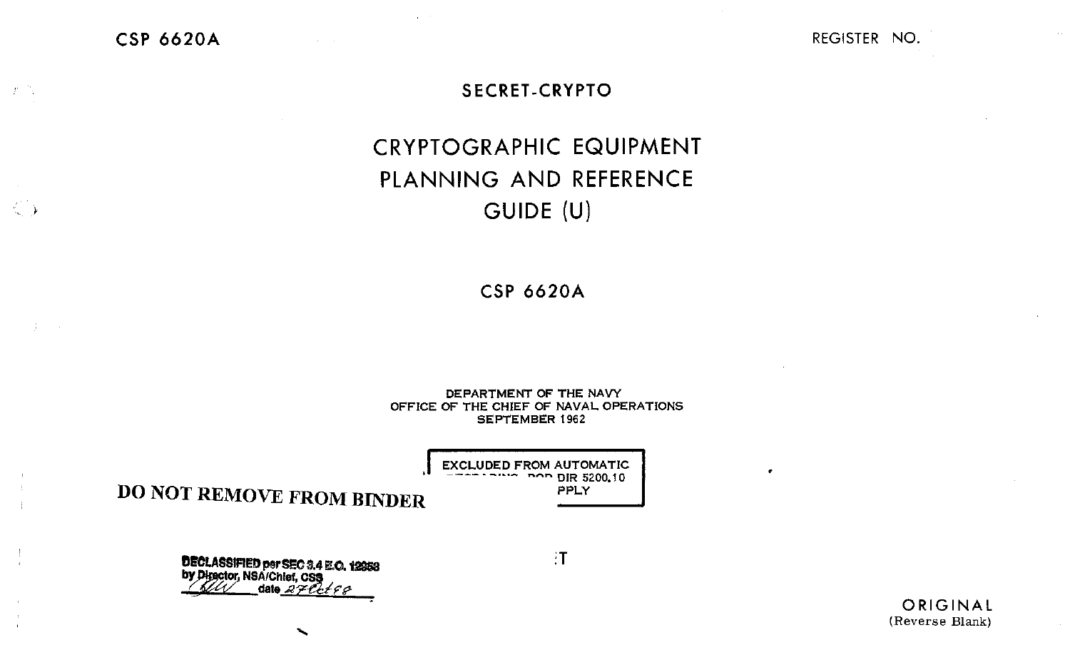CSP 6620A

REGISTER NO.

SECRET-CRYPTO

# CRYPTOGRAPHIC EQUIPMENT PLANNING AND REFERENCE GUIDE (U)

CSP 6620A

DEPARTMENT OF THE NAVY
OFFICE OF THE CHIEF OF NAVAL OPERATIONS
SEPTEMBER 1962

EXCLUDED FROM AUTOMATIC
~~REGRADING~~ ~~DOD~~ DIR 5200.10
~~DOES NOT A~~PPLY

**DO NOT REMOVE FROM BINDER**

DECLASSIFIED per SEC 3.4 E.O. 12958
by Director, NSA/Chief, CSS
date 27Oct98

:T

ORIGINAL
(Reverse Blank)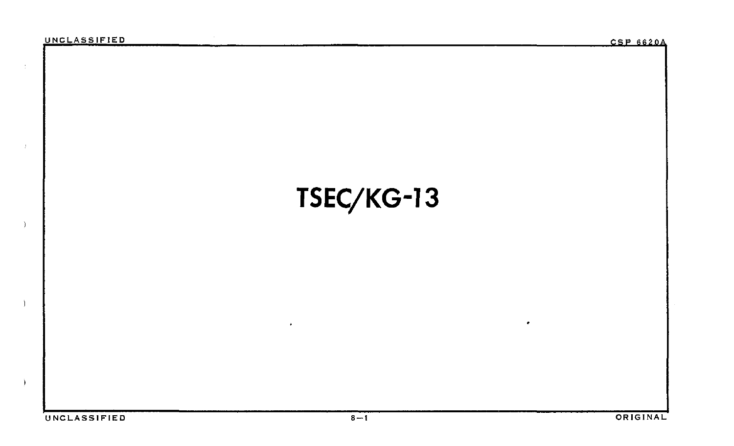# TSEC/KG-13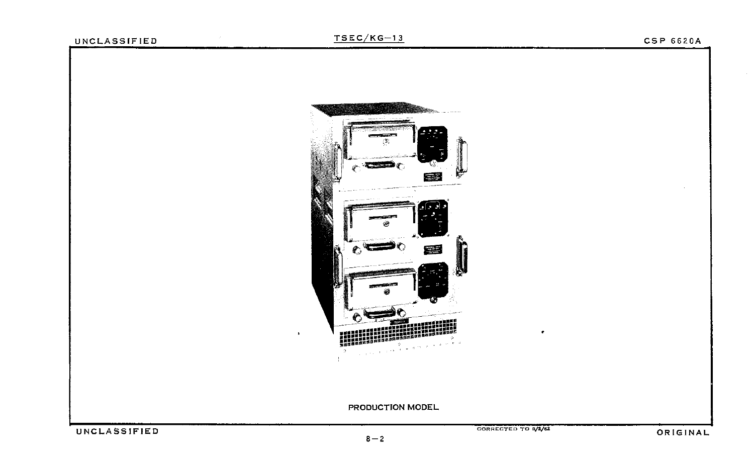PRODUCTION MODEL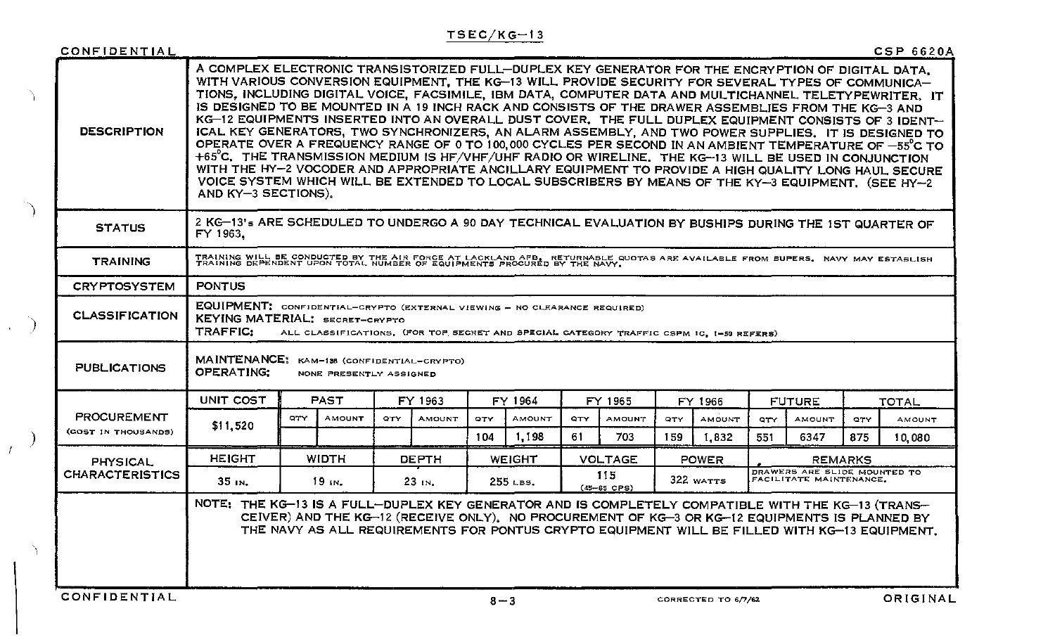# TSEC/KG-13

| | |
|---|---|
| **DESCRIPTION** | A COMPLEX ELECTRONIC TRANSISTORIZED FULL-DUPLEX KEY GENERATOR FOR THE ENCRYPTION OF DIGITAL DATA. WITH VARIOUS CONVERSION EQUIPMENT, THE KG-13 WILL PROVIDE SECURITY FOR SEVERAL TYPES OF COMMUNICATIONS, INCLUDING DIGITAL VOICE, FACSIMILE, IBM DATA, COMPUTER DATA AND MULTICHANNEL TELETYPEWRITER. IT IS DESIGNED TO BE MOUNTED IN A 19 INCH RACK AND CONSISTS OF THE DRAWER ASSEMBLIES FROM THE KG-3 AND KG-12 EQUIPMENTS INSERTED INTO AN OVERALL DUST COVER. THE FULL DUPLEX EQUIPMENT CONSISTS OF 3 IDENTICAL KEY GENERATORS, TWO SYNCHRONIZERS, AN ALARM ASSEMBLY, AND TWO POWER SUPPLIES. IT IS DESIGNED TO OPERATE OVER A FREQUENCY RANGE OF 0 TO 100,000 CYCLES PER SECOND IN AN AMBIENT TEMPERATURE OF -55°C TO +65°C. THE TRANSMISSION MEDIUM IS HF/VHF/UHF RADIO OR WIRELINE. THE KG-13 WILL BE USED IN CONJUNCTION WITH THE HY-2 VOCODER AND APPROPRIATE ANCILLARY EQUIPMENT TO PROVIDE A HIGH QUALITY LONG HAUL SECURE VOICE SYSTEM WHICH WILL BE EXTENDED TO LOCAL SUBSCRIBERS BY MEANS OF THE KY-3 EQUIPMENT. (SEE HY-2 AND KY-3 SECTIONS). |
| **STATUS** | 2 KG-13's ARE SCHEDULED TO UNDERGO A 90 DAY TECHNICAL EVALUATION BY BUSHIPS DURING THE 1ST QUARTER OF FY 1963. |
| **TRAINING** | TRAINING WILL BE CONDUCTED BY THE AIR FORCE AT LACKLAND AFB. RETURNABLE QUOTAS ARE AVAILABLE FROM BUPERS. NAVY MAY ESTABLISH TRAINING DEPENDENT UPON TOTAL NUMBER OF EQUIPMENTS PROCURED BY THE NAVY. |
| **CRYPTOSYSTEM** | PONTUS |
| **CLASSIFICATION** | EQUIPMENT: CONFIDENTIAL-CRYPTO (EXTERNAL VIEWING - NO CLEARANCE REQUIRED)<br>KEYING MATERIAL: SECRET-CRYPTO<br>TRAFFIC: ALL CLASSIFICATIONS. (FOR TOP SECRET AND SPECIAL CATEGORY TRAFFIC CSPM 1C, 1-50 REFERS) |
| **PUBLICATIONS** | MAINTENANCE: KAM-138 (CONFIDENTIAL-CRYPTO)<br>OPERATING: NONE PRESENTLY ASSIGNED |

**PROCUREMENT** (COST IN THOUSANDS)

| UNIT COST | PAST | | FY 1963 | | FY 1964 | | FY 1965 | | FY 1966 | | FUTURE | | TOTAL | |
|---|---|---|---|---|---|---|---|---|---|---|---|---|---|---|
| | QTY | AMOUNT | QTY | AMOUNT | QTY | AMOUNT | QTY | AMOUNT | QTY | AMOUNT | QTY | AMOUNT | QTY | AMOUNT |
| $11,520 | | | | | 104 | 1,198 | 61 | 703 | 159 | 1,832 | 551 | 6347 | 875 | 10,080 |

**PHYSICAL CHARACTERISTICS**

| HEIGHT | WIDTH | DEPTH | WEIGHT | VOLTAGE | POWER | REMARKS |
|---|---|---|---|---|---|---|
| 35 IN. | 19 IN. | 23 IN. | 255 LBS. | 115 (45-65 CPS) | 322 WATTS | DRAWERS ARE SLIDE MOUNTED TO FACILITATE MAINTENANCE. |

NOTE: THE KG-13 IS A FULL-DUPLEX KEY GENERATOR AND IS COMPLETELY COMPATIBLE WITH THE KG-13 (TRANSCEIVER) AND THE KG-12 (RECEIVE ONLY). NO PROCUREMENT OF KG-3 OR KG-12 EQUIPMENTS IS PLANNED BY THE NAVY AS ALL REQUIREMENTS FOR PONTUS CRYPTO EQUIPMENT WILL BE FILLED WITH KG-13 EQUIPMENT.

CORRECTED TO 6/7/62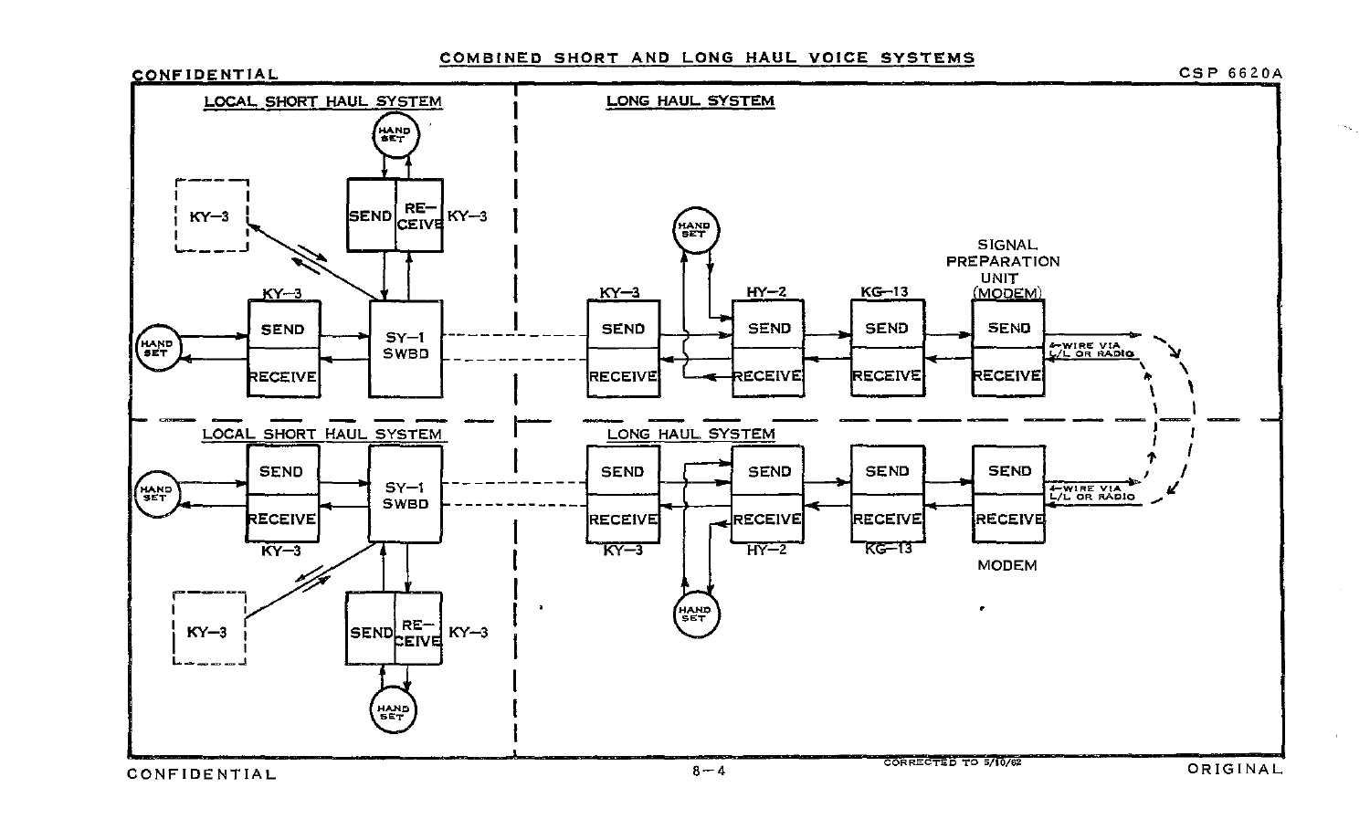# COMBINED SHORT AND LONG HAUL VOICE SYSTEMS

CONFIDENTIAL

## LOCAL SHORT HAUL SYSTEM

HAND SET

SEND | RECEIVE KY-3

KY-3

KY-3

HAND SET — SEND / RECEIVE — SY-1 SWBD

## LONG HAUL SYSTEM

HAND SET

KY-3 SEND / RECEIVE — HY-2 SEND / RECEIVE — KG-13 SEND / RECEIVE — SIGNAL PREPARATION UNIT (MODEM) SEND / RECEIVE

4-WIRE VIA L/L OR RADIO

## LOCAL SHORT HAUL SYSTEM

HAND SET — SEND / RECEIVE KY-3 — SY-1 SWBD

KY-3

SEND | RECEIVE KY-3

HAND SET

## LONG HAUL SYSTEM

SEND / RECEIVE KY-3 — SEND / RECEIVE HY-2 — SEND / RECEIVE KG-13 — SEND / RECEIVE MODEM

4-WIRE VIA L/L OR RADIO

HAND SET

CONFIDENTIAL

CORRECTED TO 5/10/62

ORIGINAL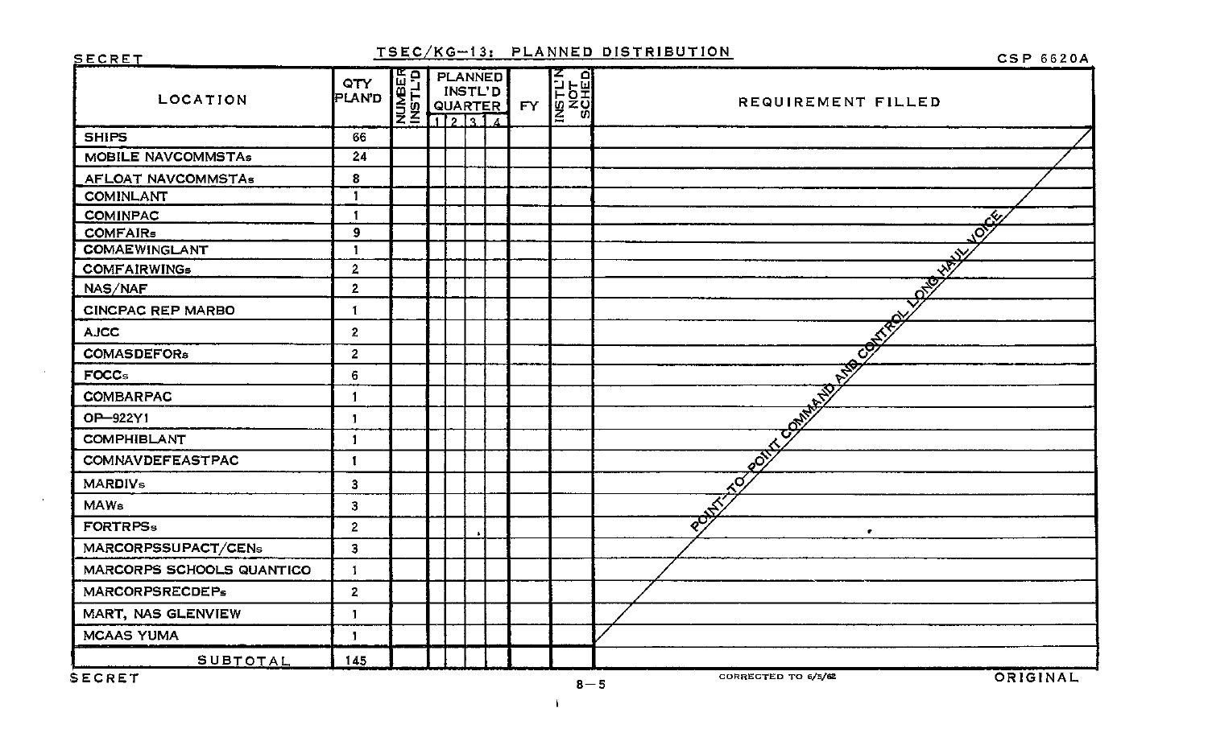SECRET

# TSEC/KG-13: PLANNED DISTRIBUTION

CSP 6620A

| LOCATION | QTY PLAN'D | NUMBER INSTL'D | PLANNED INSTL'D QUARTER | | | | FY | INSTL'N NOT SCHED | REQUIREMENT FILLED |
|---|---|---|---|---|---|---|---|---|---|
| | | | 1 | 2 | 3 | 4 | | | |
| SHIPS | 66 | | | | | | | | POINT-TO-POINT COMMAND AND CONTROL LONG HAUL VOICE |
| MOBILE NAVCOMMSTAs | 24 | | | | | | | | |
| AFLOAT NAVCOMMSTAs | 8 | | | | | | | | |
| COMINLANT | 1 | | | | | | | | |
| COMINPAC | 1 | | | | | | | | |
| COMFAIRs | 9 | | | | | | | | |
| COMAEWINGLANT | 1 | | | | | | | | |
| COMFAIRWINGs | 2 | | | | | | | | |
| NAS/NAF | 2 | | | | | | | | |
| CINCPAC REP MARBO | 1 | | | | | | | | |
| AJCC | 2 | | | | | | | | |
| COMASDEFORs | 2 | | | | | | | | |
| FOCCs | 6 | | | | | | | | |
| COMBARPAC | 1 | | | | | | | | |
| OP-922Y1 | 1 | | | | | | | | |
| COMPHIBLANT | 1 | | | | | | | | |
| COMNAVDEFEASTPAC | 1 | | | | | | | | |
| MARDIVs | 3 | | | | | | | | |
| MAWs | 3 | | | | | | | | |
| FORTRPSs | 2 | | | | | | | | |
| MARCORPSSUPACT/CENs | 3 | | | | | | | | |
| MARCORPS SCHOOLS QUANTICO | 1 | | | | | | | | |
| MARCORPSRECDEPs | 2 | | | | | | | | |
| MART, NAS GLENVIEW | 1 | | | | | | | | |
| MCAAS YUMA | 1 | | | | | | | | |
| SUBTOTAL | 145 | | | | | | | | |

SECRET

CORRECTED TO 6/5/62

ORIGINAL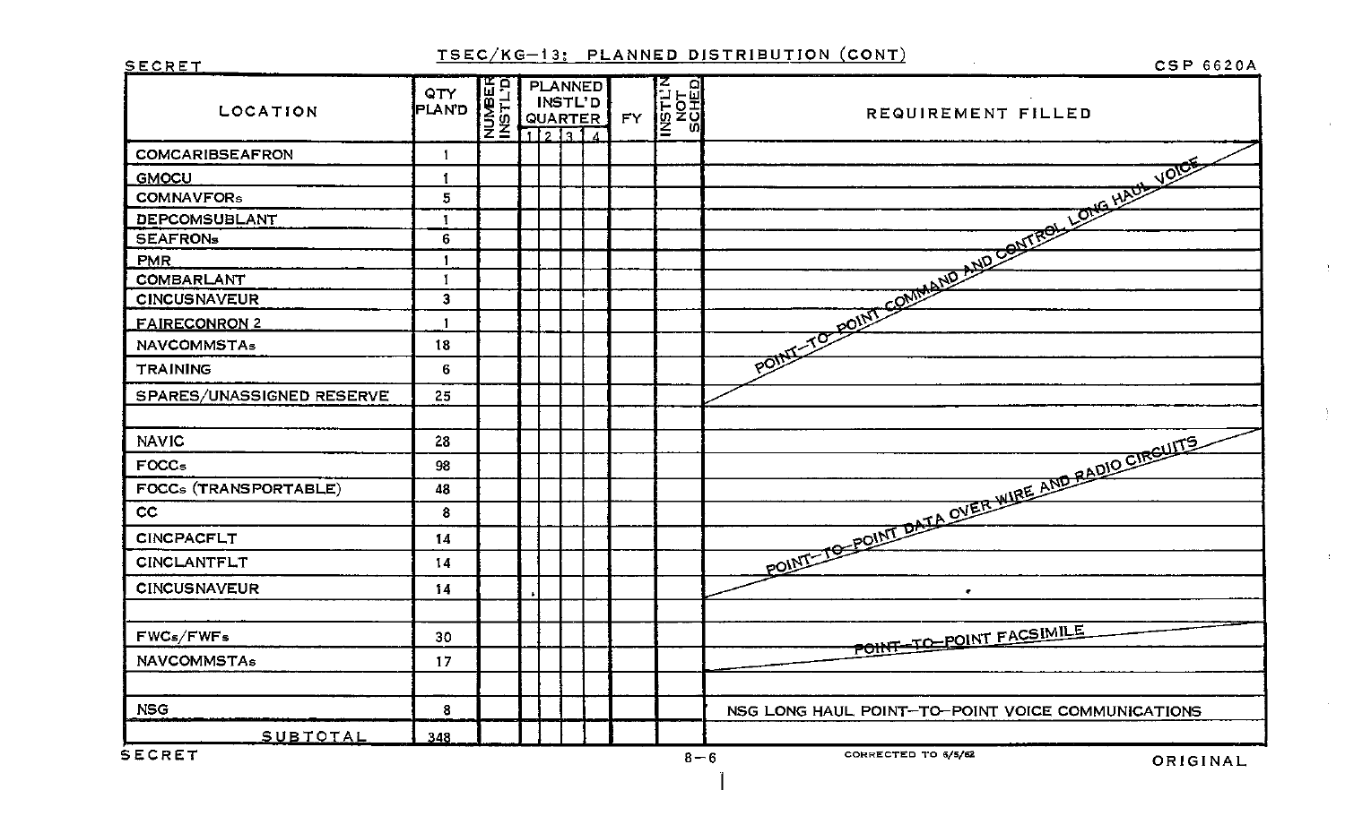SECRET

## TSEC/KG-13: PLANNED DISTRIBUTION (CONT)

CSP 6620A

| LOCATION | QTY PLAN'D | NUMBER INSTL'D | PLANNED INSTL'D QUARTER | | | | FY | INSTL'N NOT SCHED | REQUIREMENT FILLED |
|---|---|---|---|---|---|---|---|---|---|
| | | | 1 | 2 | 3 | 4 | | | |
| COMCARIBSEAFRON | 1 | | | | | | | | POINT-TO-POINT COMMAND AND CONTROL LONG HAUL VOICE |
| GMOCU | 1 | | | | | | | | |
| COMNAVFORs | 5 | | | | | | | | |
| DEPCOMSUBLANT | 1 | | | | | | | | |
| SEAFRONs | 6 | | | | | | | | |
| PMR | 1 | | | | | | | | |
| COMBARLANT | 1 | | | | | | | | |
| CINCUSNAVEUR | 3 | | | | | | | | |
| FAIRECONRON 2 | 1 | | | | | | | | |
| NAVCOMMSTAs | 18 | | | | | | | | |
| TRAINING | 6 | | | | | | | | |
| SPARES/UNASSIGNED RESERVE | 25 | | | | | | | | |
| | | | | | | | | | |
| NAVIC | 28 | | | | | | | | POINT-TO-POINT DATA OVER WIRE AND RADIO CIRCUITS |
| FOCCs | 98 | | | | | | | | |
| FOCCs (TRANSPORTABLE) | 48 | | | | | | | | |
| CC | 8 | | | | | | | | |
| CINCPACFLT | 14 | | | | | | | | |
| CINCLANTFLT | 14 | | | | | | | | |
| CINCUSNAVEUR | 14 | | | | | | | | |
| | | | | | | | | | |
| FWCs/FWFs | 30 | | | | | | | | POINT-TO-POINT FACSIMILE |
| NAVCOMMSTAs | 17 | | | | | | | | |
| | | | | | | | | | |
| NSG | 8 | | | | | | | | NSG LONG HAUL POINT-TO-POINT VOICE COMMUNICATIONS |
| SUBTOTAL | 348 | | | | | | | | |

SECRET

CORRECTED TO 6/5/62

ORIGINAL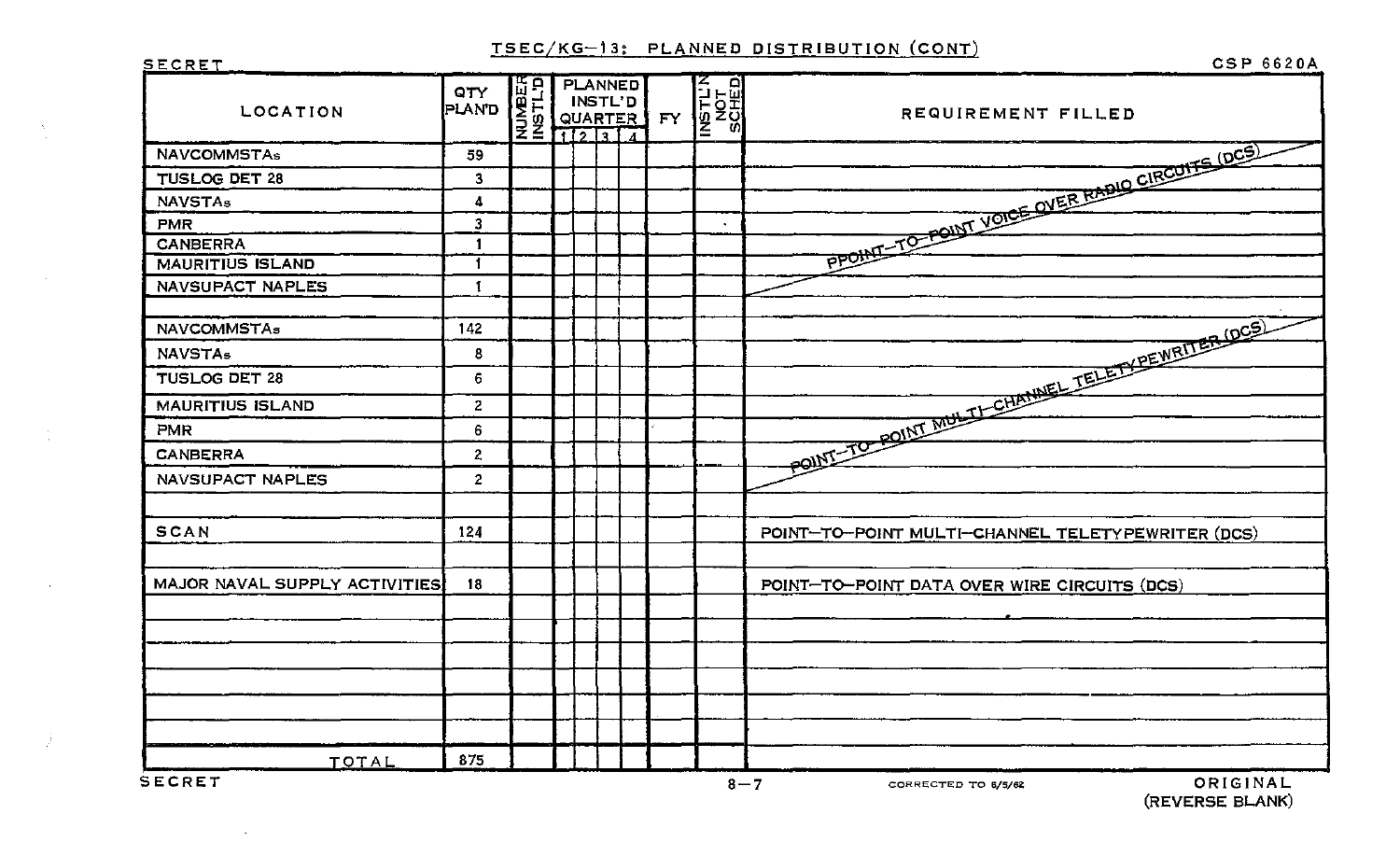SECRET

## TSEC/KG-13: PLANNED DISTRIBUTION (CONT)

CSP 6620A

| LOCATION | QTY PLAN'D | NUMBER INSTL'D | PLANNED INSTL'D QUARTER 1 | 2 | 3 | 4 | FY | INSTL'N NOT SCHED | REQUIREMENT FILLED |
|---|---|---|---|---|---|---|---|---|---|
| NAVCOMMSTAs | 59 | | | | | | | | PPOINT-TO-POINT VOICE OVER RADIO CIRCUITS (DCS) |
| TUSLOG DET 28 | 3 | | | | | | | | |
| NAVSTAs | 4 | | | | | | | | |
| PMR | 3 | | | | | | | | |
| CANBERRA | 1 | | | | | | | | |
| MAURITIUS ISLAND | 1 | | | | | | | | |
| NAVSUPACT NAPLES | 1 | | | | | | | | |
| | | | | | | | | | |
| NAVCOMMSTAs | 142 | | | | | | | | POINT-TO-POINT MULTI-CHANNEL TELETYPEWRITER (DCS) |
| NAVSTAs | 8 | | | | | | | | |
| TUSLOG DET 28 | 6 | | | | | | | | |
| MAURITIUS ISLAND | 2 | | | | | | | | |
| PMR | 6 | | | | | | | | |
| CANBERRA | 2 | | | | | | | | |
| NAVSUPACT NAPLES | 2 | | | | | | | | |
| | | | | | | | | | |
| SCAN | 124 | | | | | | | | POINT-TO-POINT MULTI-CHANNEL TELETYPEWRITER (DCS) |
| | | | | | | | | | |
| MAJOR NAVAL SUPPLY ACTIVITIES | 18 | | | | | | | | POINT-TO-POINT DATA OVER WIRE CIRCUITS (DCS) |
| | | | | | | | | | |
| TOTAL | 875 | | | | | | | | |

SECRET

CORRECTED TO 6/5/62

ORIGINAL (REVERSE BLANK)